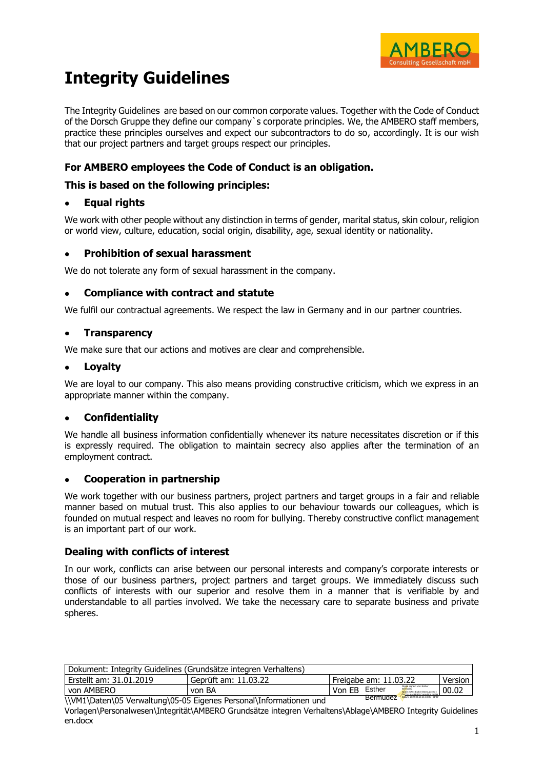# Integrity Guidelines

The Integrity Guidelines are based on our common corporate values. Together with the Code of Conduct of the Dorsch Gruppe they define our company`s corporate principles. We, the AMBERO staff members, practice these principles ourselves and expect our subcontractors to do so, accordingly. It is our wish that our project partners and target groups respect our principles.

### For AMBERO employees the Code of Conduct is an obligation.

### This is based on the following principles:

- **Equal rights**

We work with other people without any distinction in terms of gender, marital status, skin colour, religion or world view, culture, education, social origin, disability, age, sexual identity or nationality.

- **Prohibition of sexual harassment**

We do not tolerate any form of sexual harassment in the company.

- **Compliance with contract and statute**

We fulfil our contractual agreements. We respect the law in Germany and in our partner countries.

- **Transparency**

We make sure that our actions and motives are clear and comprehensible.

- **Loyalty**

We are loyal to our company. This also means providing constructive criticism, which we express in an appropriate manner within the company.

- **Confidentiality**

We handle all business information confidentially whenever its nature necessitates discretion or if this is expressly required. The obligation to maintain secrecy also applies after the termination of an employment contract.

- **Cooperation in partnership**

We work together with our business partners, project partners and target groups in a fair and reliable manner based on mutual trust. This also applies to our behaviour towards our colleagues, which is founded on mutual respect and leaves no room for bullying. Thereby constructive conflict management is an important part of our work.

### Dealing with conflicts of interest

In our work, conflicts can arise between our personal interests and company's corporate interests or those of our business partners, project partners and target groups. We immediately discuss such conflicts of interests with our superior and resolve them in a manner that is verifiable by and understandable to all parties involved. We take the necessary care to separate business and private spheres.

| Dokument: Integrity Guidelines (Grundsätze integren Verhaltens) | | | |
|---|---|---|---|
| Erstellt am: 31.01.2019 | Geprüft am: 11.03.22 | Freigabe am: 11.03.22 | Version |
| von AMBERO | von BA | Von EB Esther Bermudez | 00.02 |

\\VM1\Daten\05 Verwaltung\05-05 Eigenes Personal\Informationen und Vorlagen\Personalwesen\Integrität\AMBERO Grundsätze integren Verhaltens\Ablage\AMBERO Integrity Guidelines en.docx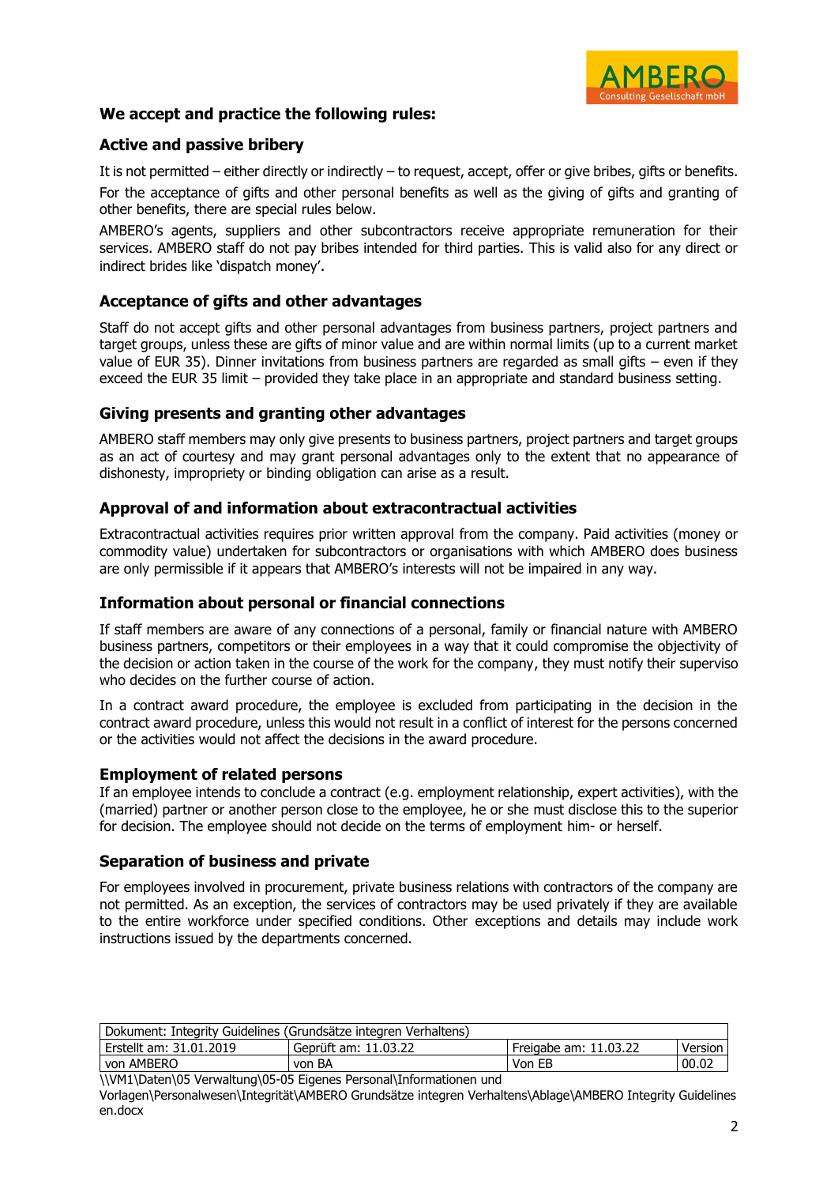### We accept and practice the following rules:

### Active and passive bribery

It is not permitted – either directly or indirectly – to request, accept, offer or give bribes, gifts or benefits.

For the acceptance of gifts and other personal benefits as well as the giving of gifts and granting of other benefits, there are special rules below.

AMBERO's agents, suppliers and other subcontractors receive appropriate remuneration for their services. AMBERO staff do not pay bribes intended for third parties. This is valid also for any direct or indirect brides like 'dispatch money'.

### Acceptance of gifts and other advantages

Staff do not accept gifts and other personal advantages from business partners, project partners and target groups, unless these are gifts of minor value and are within normal limits (up to a current market value of EUR 35). Dinner invitations from business partners are regarded as small gifts – even if they exceed the EUR 35 limit – provided they take place in an appropriate and standard business setting.

### Giving presents and granting other advantages

AMBERO staff members may only give presents to business partners, project partners and target groups as an act of courtesy and may grant personal advantages only to the extent that no appearance of dishonesty, impropriety or binding obligation can arise as a result.

### Approval of and information about extracontractual activities

Extracontractual activities requires prior written approval from the company. Paid activities (money or commodity value) undertaken for subcontractors or organisations with which AMBERO does business are only permissible if it appears that AMBERO's interests will not be impaired in any way.

### Information about personal or financial connections

If staff members are aware of any connections of a personal, family or financial nature with AMBERO business partners, competitors or their employees in a way that it could compromise the objectivity of the decision or action taken in the course of the work for the company, they must notify their superviso who decides on the further course of action.

In a contract award procedure, the employee is excluded from participating in the decision in the contract award procedure, unless this would not result in a conflict of interest for the persons concerned or the activities would not affect the decisions in the award procedure.

### Employment of related persons

If an employee intends to conclude a contract (e.g. employment relationship, expert activities), with the (married) partner or another person close to the employee, he or she must disclose this to the superior for decision. The employee should not decide on the terms of employment him- or herself.

### Separation of business and private

For employees involved in procurement, private business relations with contractors of the company are not permitted. As an exception, the services of contractors may be used privately if they are available to the entire workforce under specified conditions. Other exceptions and details may include work instructions issued by the departments concerned.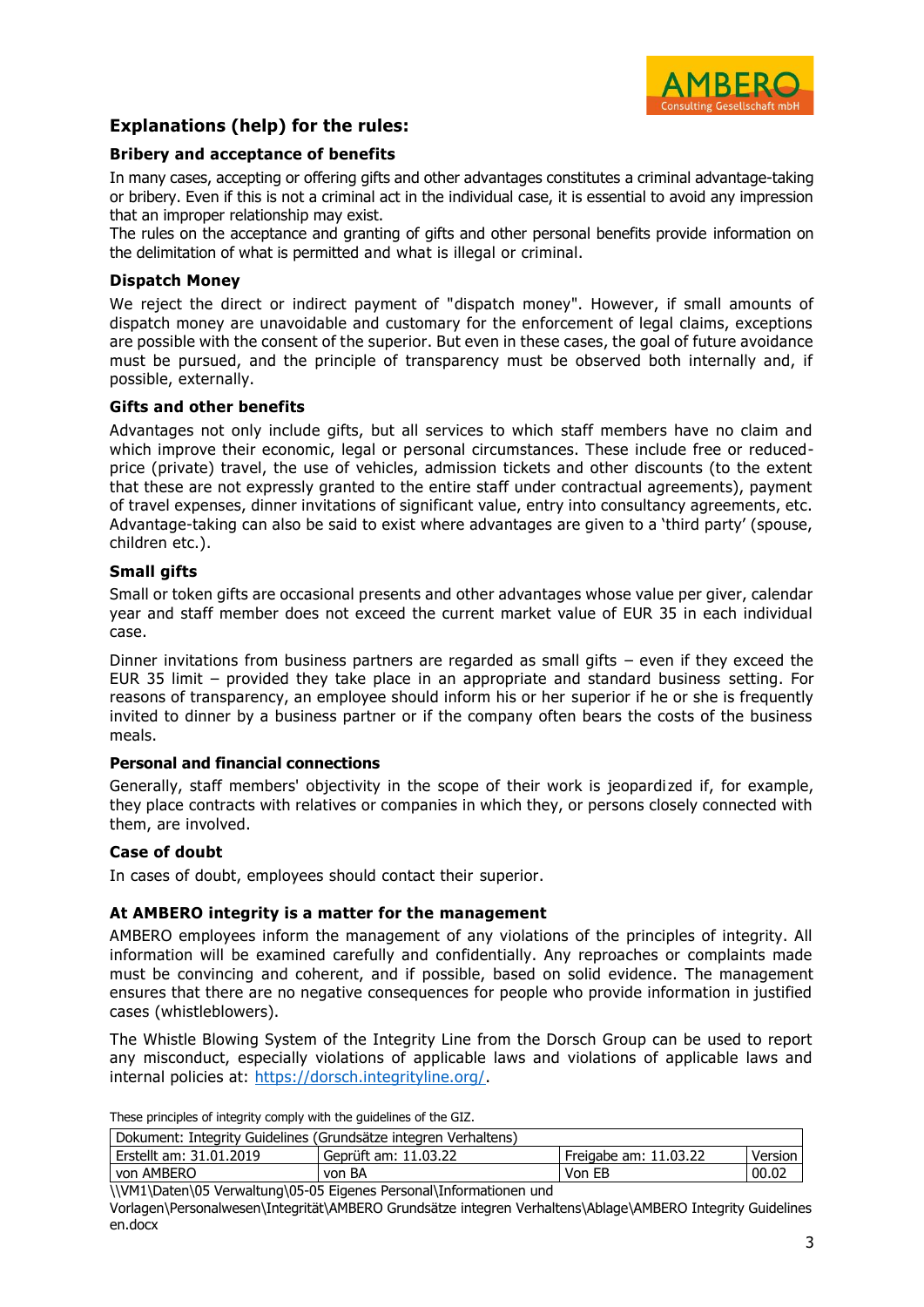## Explanations (help) for the rules:

### Bribery and acceptance of benefits

In many cases, accepting or offering gifts and other advantages constitutes a criminal advantage-taking or bribery. Even if this is not a criminal act in the individual case, it is essential to avoid any impression that an improper relationship may exist.

The rules on the acceptance and granting of gifts and other personal benefits provide information on the delimitation of what is permitted and what is illegal or criminal.

### Dispatch Money

We reject the direct or indirect payment of "dispatch money". However, if small amounts of dispatch money are unavoidable and customary for the enforcement of legal claims, exceptions are possible with the consent of the superior. But even in these cases, the goal of future avoidance must be pursued, and the principle of transparency must be observed both internally and, if possible, externally.

### Gifts and other benefits

Advantages not only include gifts, but all services to which staff members have no claim and which improve their economic, legal or personal circumstances. These include free or reduced-price (private) travel, the use of vehicles, admission tickets and other discounts (to the extent that these are not expressly granted to the entire staff under contractual agreements), payment of travel expenses, dinner invitations of significant value, entry into consultancy agreements, etc. Advantage-taking can also be said to exist where advantages are given to a 'third party' (spouse, children etc.).

### Small gifts

Small or token gifts are occasional presents and other advantages whose value per giver, calendar year and staff member does not exceed the current market value of EUR 35 in each individual case.

Dinner invitations from business partners are regarded as small gifts – even if they exceed the EUR 35 limit – provided they take place in an appropriate and standard business setting. For reasons of transparency, an employee should inform his or her superior if he or she is frequently invited to dinner by a business partner or if the company often bears the costs of the business meals.

### Personal and financial connections

Generally, staff members' objectivity in the scope of their work is jeopardized if, for example, they place contracts with relatives or companies in which they, or persons closely connected with them, are involved.

### Case of doubt

In cases of doubt, employees should contact their superior.

### At AMBERO integrity is a matter for the management

AMBERO employees inform the management of any violations of the principles of integrity. All information will be examined carefully and confidentially. Any reproaches or complaints made must be convincing and coherent, and if possible, based on solid evidence. The management ensures that there are no negative consequences for people who provide information in justified cases (whistleblowers).

The Whistle Blowing System of the Integrity Line from the Dorsch Group can be used to report any misconduct, especially violations of applicable laws and violations of applicable laws and internal policies at: [https://dorsch.integrityline.org/](https://dorsch.integrityline.org/).

These principles of integrity comply with the guidelines of the GIZ.

| Dokument: Integrity Guidelines (Grundsätze integren Verhaltens) | | | |
|---|---|---|---|
| Erstellt am: 31.01.2019 | Geprüft am: 11.03.22 | Freigabe am: 11.03.22 | Version |
| von AMBERO | von BA | Von EB | 00.02 |

\\VM1\Daten\05 Verwaltung\05-05 Eigenes Personal\Informationen und Vorlagen\Personalwesen\Integrität\AMBERO Grundsätze integren Verhaltens\Ablage\AMBERO Integrity Guidelines en.docx